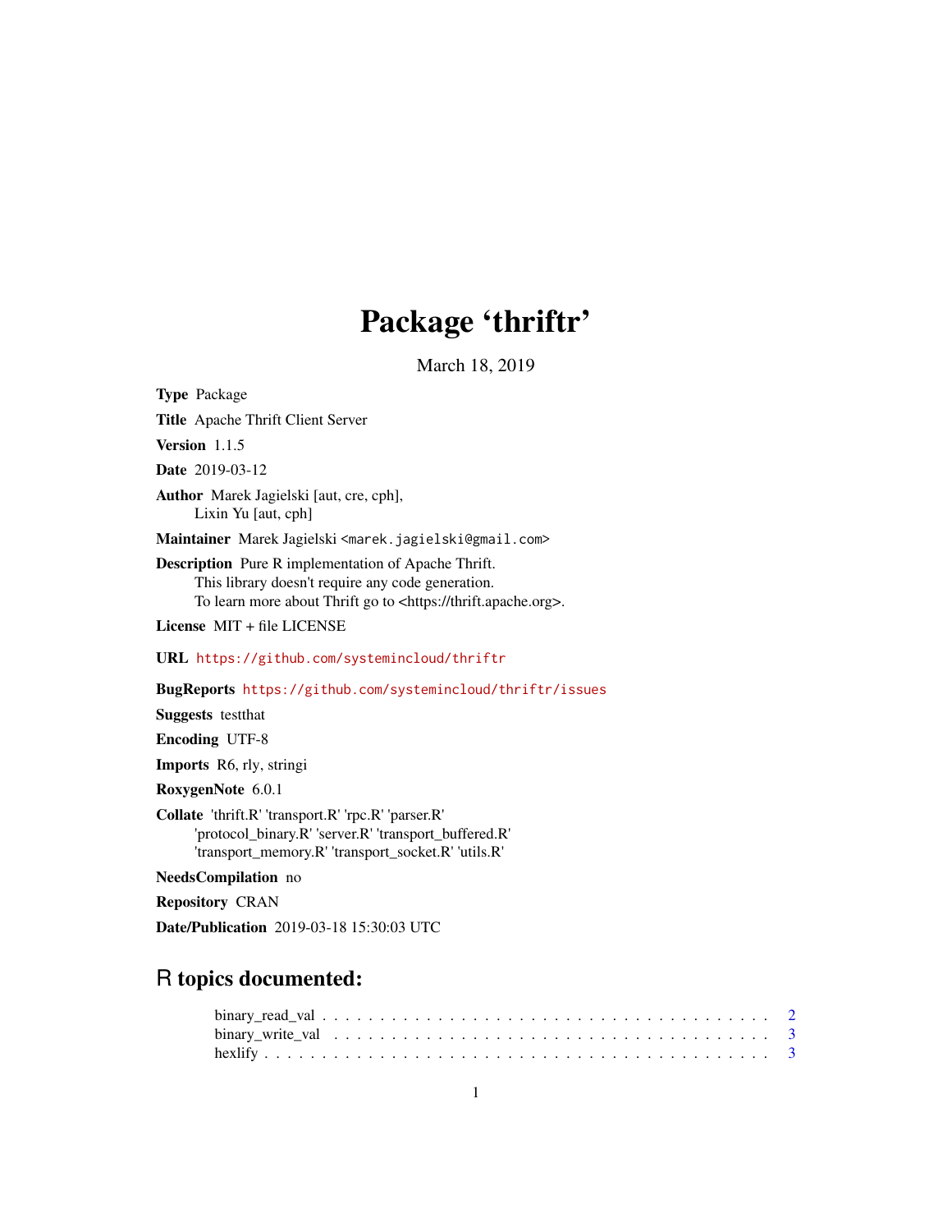# Package 'thriftr'

March 18, 2019

**Type** Package

**Title** Apache Thrift Client Server

**Version** 1.1.5

**Date** 2019-03-12

**Author** Marek Jagielski [aut, cre, cph],
Lixin Yu [aut, cph]

**Maintainer** Marek Jagielski <marek.jagielski@gmail.com>

**Description** Pure R implementation of Apache Thrift.
This library doesn't require any code generation.
To learn more about Thrift go to <https://thrift.apache.org>.

**License** MIT + file LICENSE

**URL** https://github.com/systemincloud/thriftr

**BugReports** https://github.com/systemincloud/thriftr/issues

**Suggests** testthat

**Encoding** UTF-8

**Imports** R6, rly, stringi

**RoxygenNote** 6.0.1

**Collate** 'thrift.R' 'transport.R' 'rpc.R' 'parser.R'
'protocol_binary.R' 'server.R' 'transport_buffered.R'
'transport_memory.R' 'transport_socket.R' 'utils.R'

**NeedsCompilation** no

**Repository** CRAN

**Date/Publication** 2019-03-18 15:30:03 UTC

## R topics documented:

binary_read_val . . . . . . . . . . . . . . . . . . . . . . . . . . . . . . . . . . . . . . . . 2
binary_write_val . . . . . . . . . . . . . . . . . . . . . . . . . . . . . . . . . . . . . . . 3
hexlify . . . . . . . . . . . . . . . . . . . . . . . . . . . . . . . . . . . . . . . . . . . . 3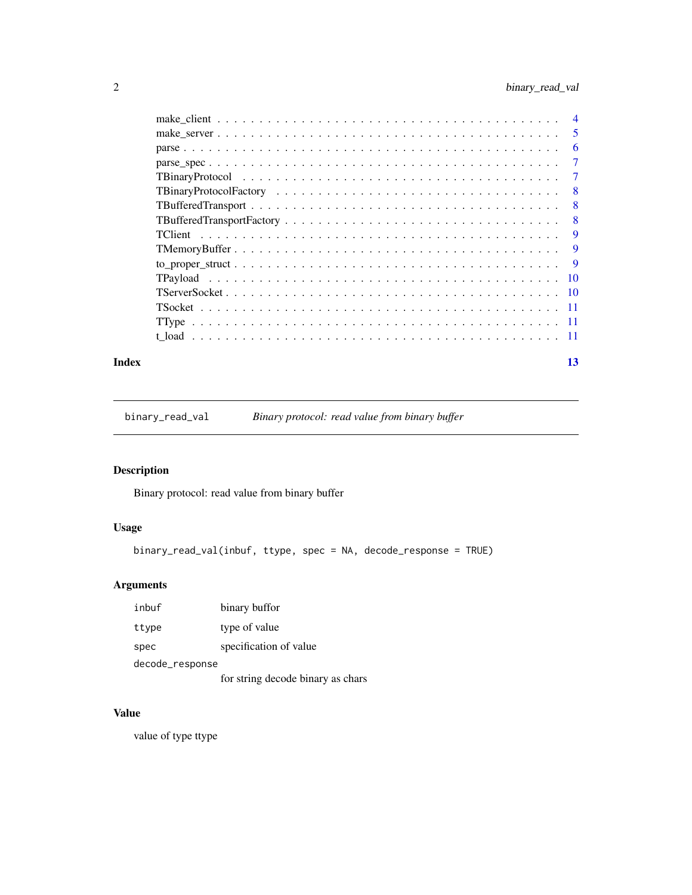| | |
|---|---|
| make_client | 4 |
| make_server | 5 |
| parse | 6 |
| parse_spec | 7 |
| TBinaryProtocol | 7 |
| TBinaryProtocolFactory | 8 |
| TBufferedTransport | 8 |
| TBufferedTransportFactory | 8 |
| TClient | 9 |
| TMemoryBuffer | 9 |
| to_proper_struct | 9 |
| TPayload | 10 |
| TServerSocket | 10 |
| TSocket | 11 |
| TType | 11 |
| t_load | 11 |

**Index** **13**

---

`binary_read_val` *Binary protocol: read value from binary buffer*

---

## Description

Binary protocol: read value from binary buffer

## Usage

```
binary_read_val(inbuf, ttype, spec = NA, decode_response = TRUE)
```

## Arguments

| | |
|---|---|
| `inbuf` | binary buffor |
| `ttype` | type of value |
| `spec` | specification of value |
| `decode_response` | for string decode binary as chars |

## Value

value of type ttype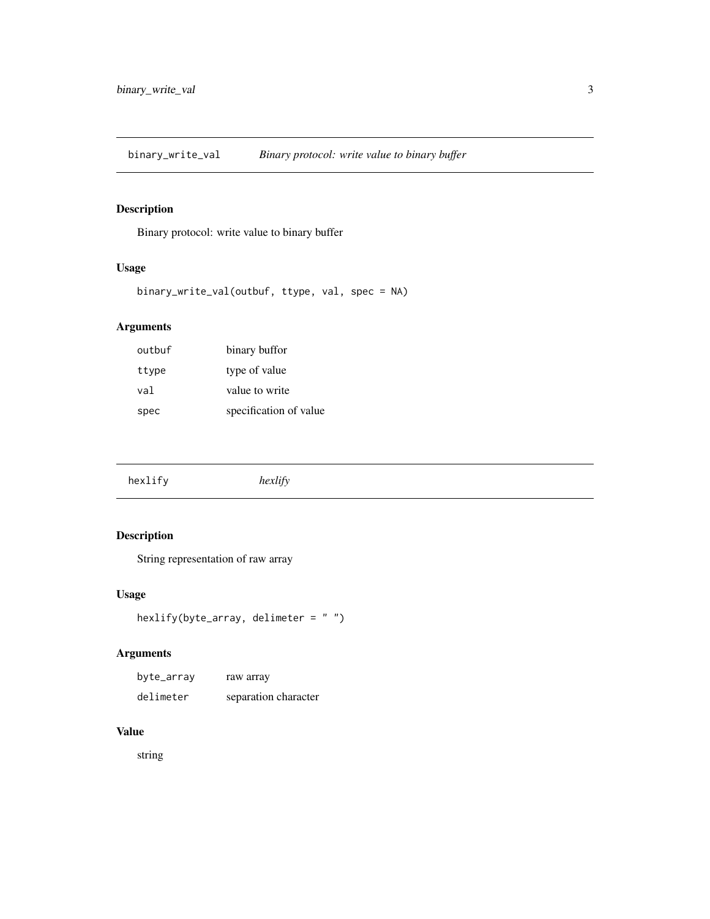## binary_write_val — *Binary protocol: write value to binary buffer*

### Description

Binary protocol: write value to binary buffer

### Usage

```
binary_write_val(outbuf, ttype, val, spec = NA)
```

### Arguments

| | |
|---|---|
| `outbuf` | binary buffor |
| `ttype` | type of value |
| `val` | value to write |
| `spec` | specification of value |

## hexlify — *hexlify*

### Description

String representation of raw array

### Usage

```
hexlify(byte_array, delimeter = " ")
```

### Arguments

| | |
|---|---|
| `byte_array` | raw array |
| `delimeter` | separation character |

### Value

string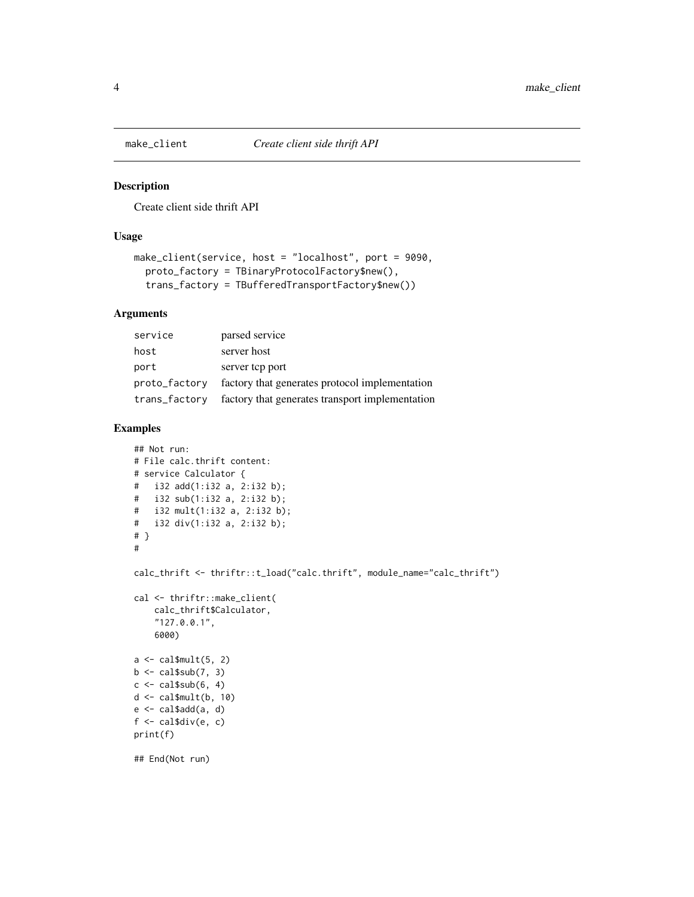## make_client *Create client side thrift API*

### Description

Create client side thrift API

### Usage

```
make_client(service, host = "localhost", port = 9090,
  proto_factory = TBinaryProtocolFactory$new(),
  trans_factory = TBufferedTransportFactory$new())
```

### Arguments

| | |
|---|---|
| service | parsed service |
| host | server host |
| port | server tcp port |
| proto_factory | factory that generates protocol implementation |
| trans_factory | factory that generates transport implementation |

### Examples

```
## Not run:
# File calc.thrift content:
# service Calculator {
#   i32 add(1:i32 a, 2:i32 b);
#   i32 sub(1:i32 a, 2:i32 b);
#   i32 mult(1:i32 a, 2:i32 b);
#   i32 div(1:i32 a, 2:i32 b);
# }
#

calc_thrift <- thriftr::t_load("calc.thrift", module_name="calc_thrift")

cal <- thriftr::make_client(
    calc_thrift$Calculator,
    "127.0.0.1",
    6000)

a <- cal$mult(5, 2)
b <- cal$sub(7, 3)
c <- cal$sub(6, 4)
d <- cal$mult(b, 10)
e <- cal$add(a, d)
f <- cal$div(e, c)
print(f)

## End(Not run)
```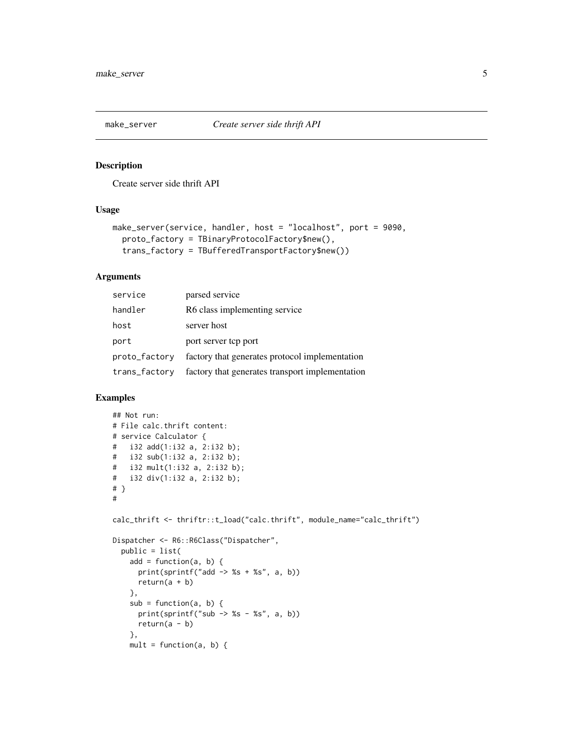## make_server — *Create server side thrift API*

### Description

Create server side thrift API

### Usage

```
make_server(service, handler, host = "localhost", port = 9090,
  proto_factory = TBinaryProtocolFactory$new(),
  trans_factory = TBufferedTransportFactory$new())
```

### Arguments

| | |
|---|---|
| service | parsed service |
| handler | R6 class implementing service |
| host | server host |
| port | port server tcp port |
| proto_factory | factory that generates protocol implementation |
| trans_factory | factory that generates transport implementation |

### Examples

```
## Not run:
# File calc.thrift content:
# service Calculator {
#   i32 add(1:i32 a, 2:i32 b);
#   i32 sub(1:i32 a, 2:i32 b);
#   i32 mult(1:i32 a, 2:i32 b);
#   i32 div(1:i32 a, 2:i32 b);
# }
#

calc_thrift <- thriftr::t_load("calc.thrift", module_name="calc_thrift")

Dispatcher <- R6::R6Class("Dispatcher",
  public = list(
    add = function(a, b) {
      print(sprintf("add -> %s + %s", a, b))
      return(a + b)
    },
    sub = function(a, b) {
      print(sprintf("sub -> %s - %s", a, b))
      return(a - b)
    },
    mult = function(a, b) {
```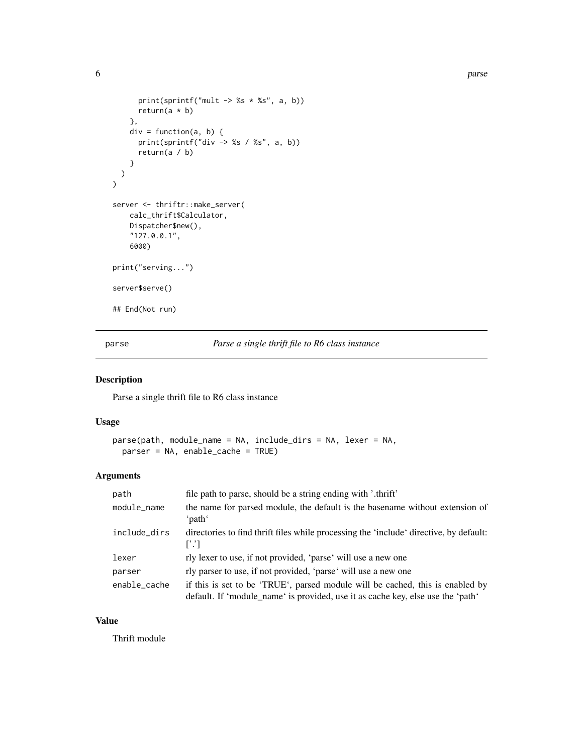```
    print(sprintf("mult -> %s * %s", a, b))
    return(a * b)
  },
  div = function(a, b) {
    print(sprintf("div -> %s / %s", a, b))
    return(a / b)
  }
 )
)

server <- thriftr::make_server(
    calc_thrift$Calculator,
    Dispatcher$new(),
    "127.0.0.1",
    6000)

print("serving...")

server$serve()

## End(Not run)
```

## parse — *Parse a single thrift file to R6 class instance*

### Description

Parse a single thrift file to R6 class instance

### Usage

```
parse(path, module_name = NA, include_dirs = NA, lexer = NA,
  parser = NA, enable_cache = TRUE)
```

### Arguments

| | |
|---|---|
| path | file path to parse, should be a string ending with '.thrift' |
| module_name | the name for parsed module, the default is the basename without extension of 'path' |
| include_dirs | directories to find thrift files while processing the 'include' directive, by default: ['.'] |
| lexer | rly lexer to use, if not provided, 'parse' will use a new one |
| parser | rly parser to use, if not provided, 'parse' will use a new one |
| enable_cache | if this is set to be 'TRUE', parsed module will be cached, this is enabled by default. If 'module_name' is provided, use it as cache key, else use the 'path' |

### Value

Thrift module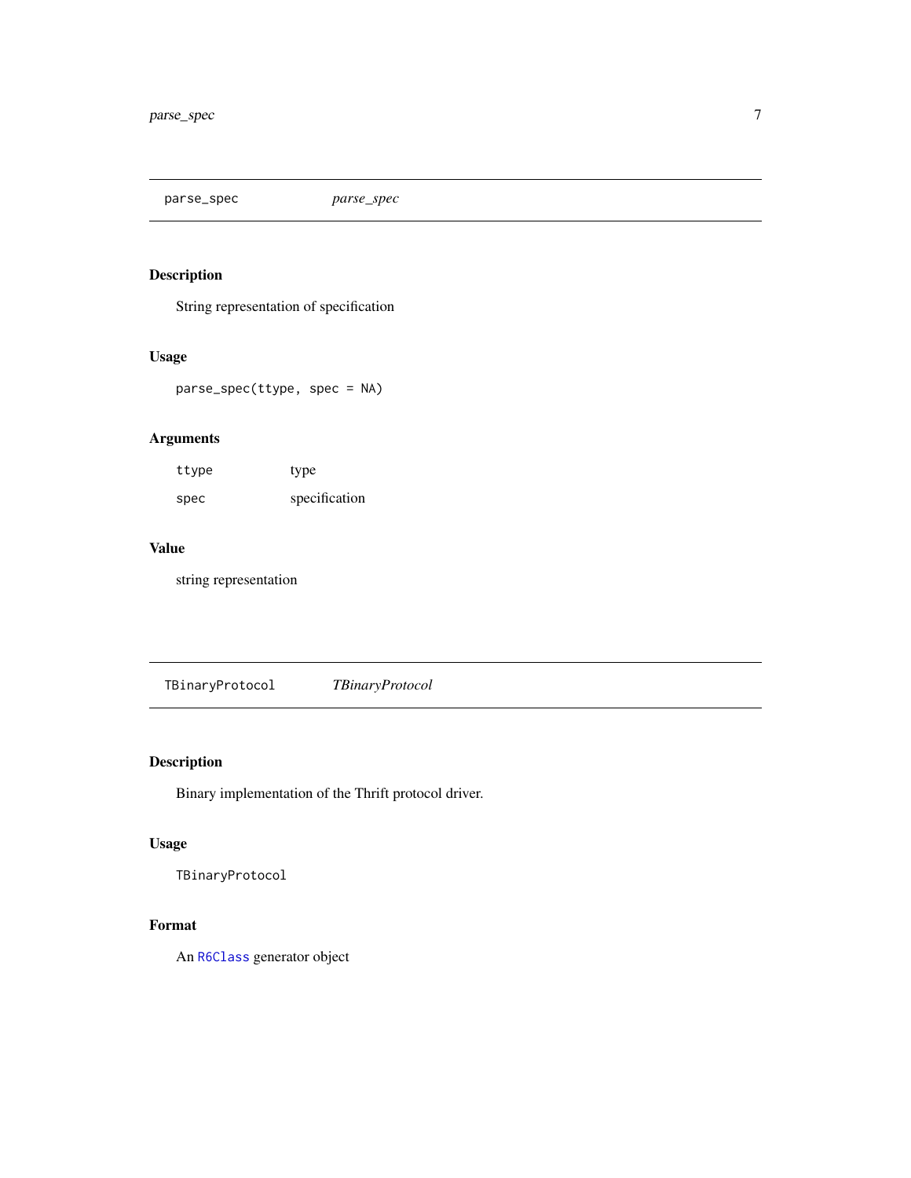## parse_spec — *parse_spec*

### Description

String representation of specification

### Usage

```
parse_spec(ttype, spec = NA)
```

### Arguments

| | |
|---|---|
| `ttype` | type |
| `spec` | specification |

### Value

string representation

## TBinaryProtocol — *TBinaryProtocol*

### Description

Binary implementation of the Thrift protocol driver.

### Usage

```
TBinaryProtocol
```

### Format

An `R6Class` generator object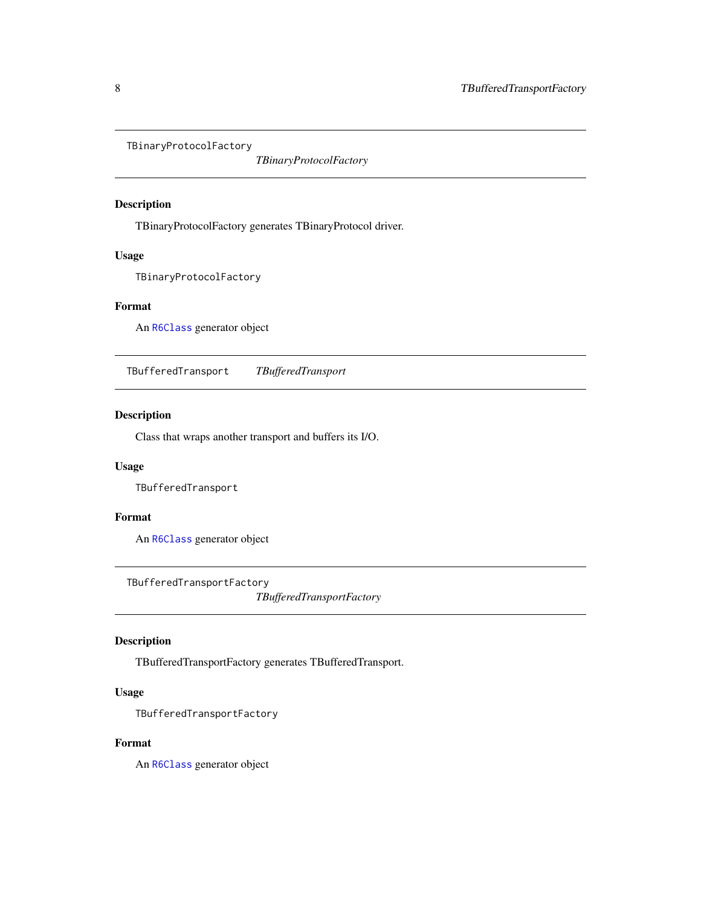## TBinaryProtocolFactory *TBinaryProtocolFactory*

### Description

TBinaryProtocolFactory generates TBinaryProtocol driver.

### Usage

```
TBinaryProtocolFactory
```

### Format

An `R6Class` generator object

## TBufferedTransport *TBufferedTransport*

### Description

Class that wraps another transport and buffers its I/O.

### Usage

```
TBufferedTransport
```

### Format

An `R6Class` generator object

## TBufferedTransportFactory *TBufferedTransportFactory*

### Description

TBufferedTransportFactory generates TBufferedTransport.

### Usage

```
TBufferedTransportFactory
```

### Format

An `R6Class` generator object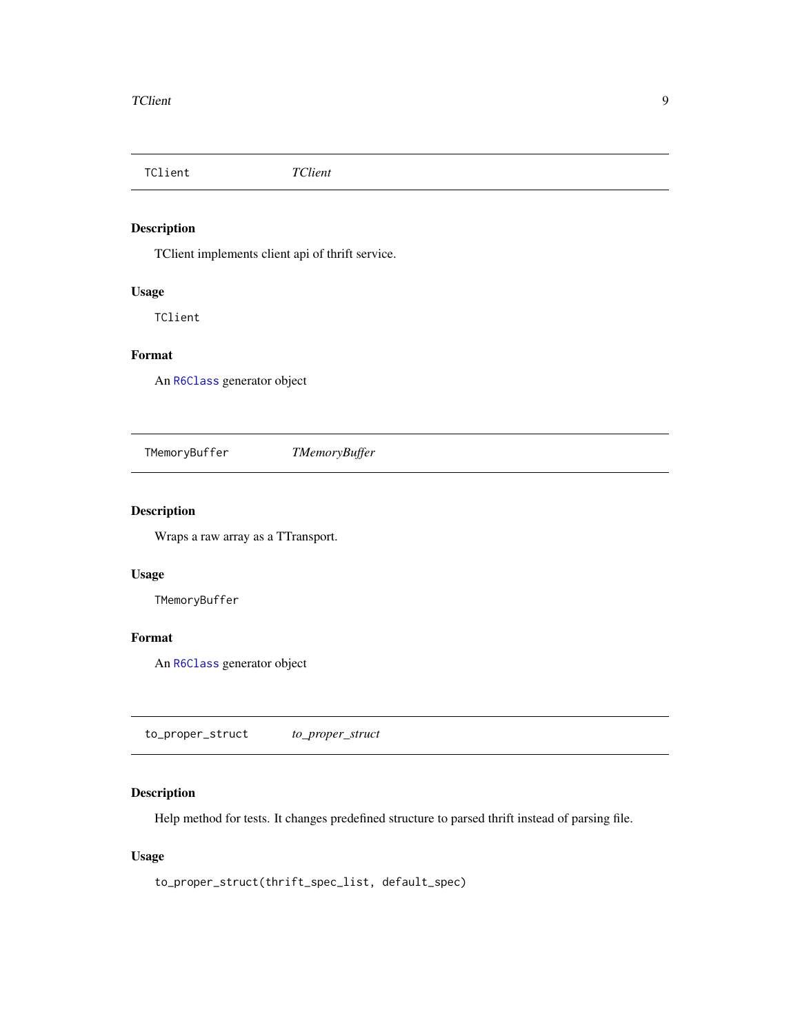## TClient *TClient*

### Description

TClient implements client api of thrift service.

### Usage

```
TClient
```

### Format

An R6Class generator object

## TMemoryBuffer *TMemoryBuffer*

### Description

Wraps a raw array as a TTransport.

### Usage

```
TMemoryBuffer
```

### Format

An R6Class generator object

## to_proper_struct *to_proper_struct*

### Description

Help method for tests. It changes predefined structure to parsed thrift instead of parsing file.

### Usage

```
to_proper_struct(thrift_spec_list, default_spec)
```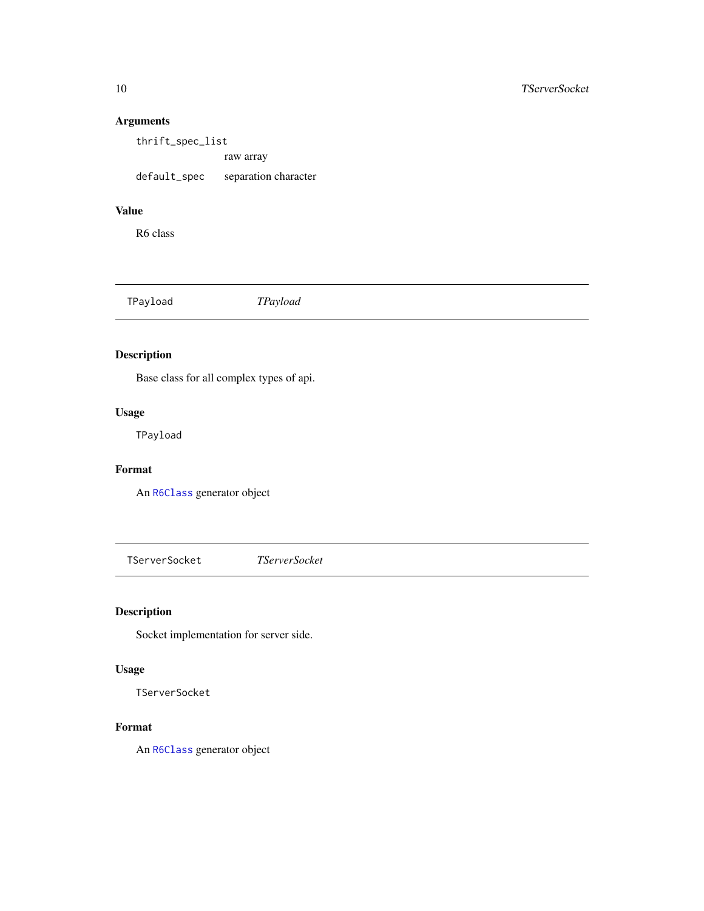### Arguments

`thrift_spec_list`
raw array

`default_spec` separation character

### Value

R6 class

---

## TPayload *TPayload*

---

### Description

Base class for all complex types of api.

### Usage

```
TPayload
```

### Format

An `R6Class` generator object

---

## TServerSocket *TServerSocket*

---

### Description

Socket implementation for server side.

### Usage

```
TServerSocket
```

### Format

An `R6Class` generator object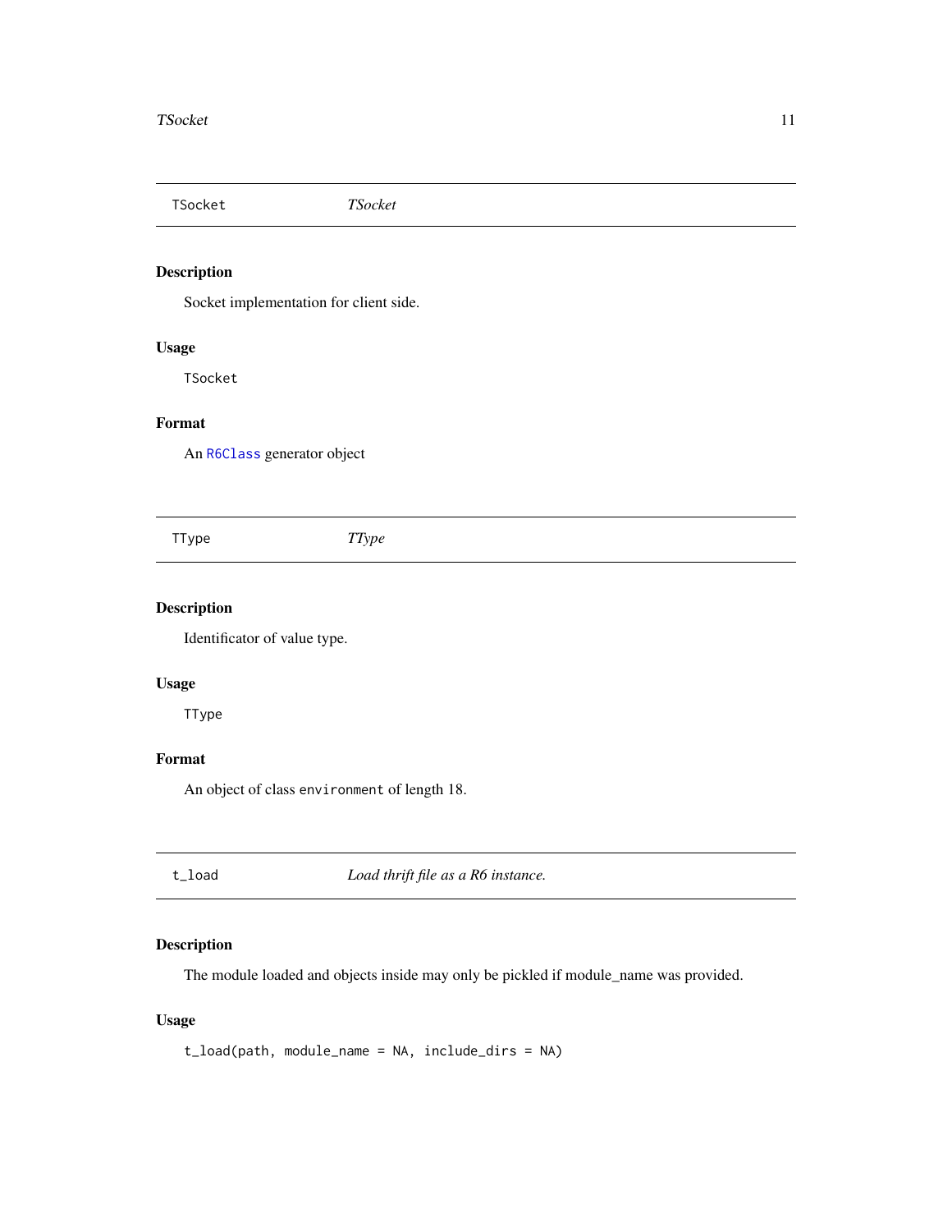## TSocket — *TSocket*

### Description

Socket implementation for client side.

### Usage

```
TSocket
```

### Format

An `R6Class` generator object

## TType — *TType*

### Description

Identificator of value type.

### Usage

```
TType
```

### Format

An object of class `environment` of length 18.

## t_load — *Load thrift file as a R6 instance.*

### Description

The module loaded and objects inside may only be pickled if module_name was provided.

### Usage

```
t_load(path, module_name = NA, include_dirs = NA)
```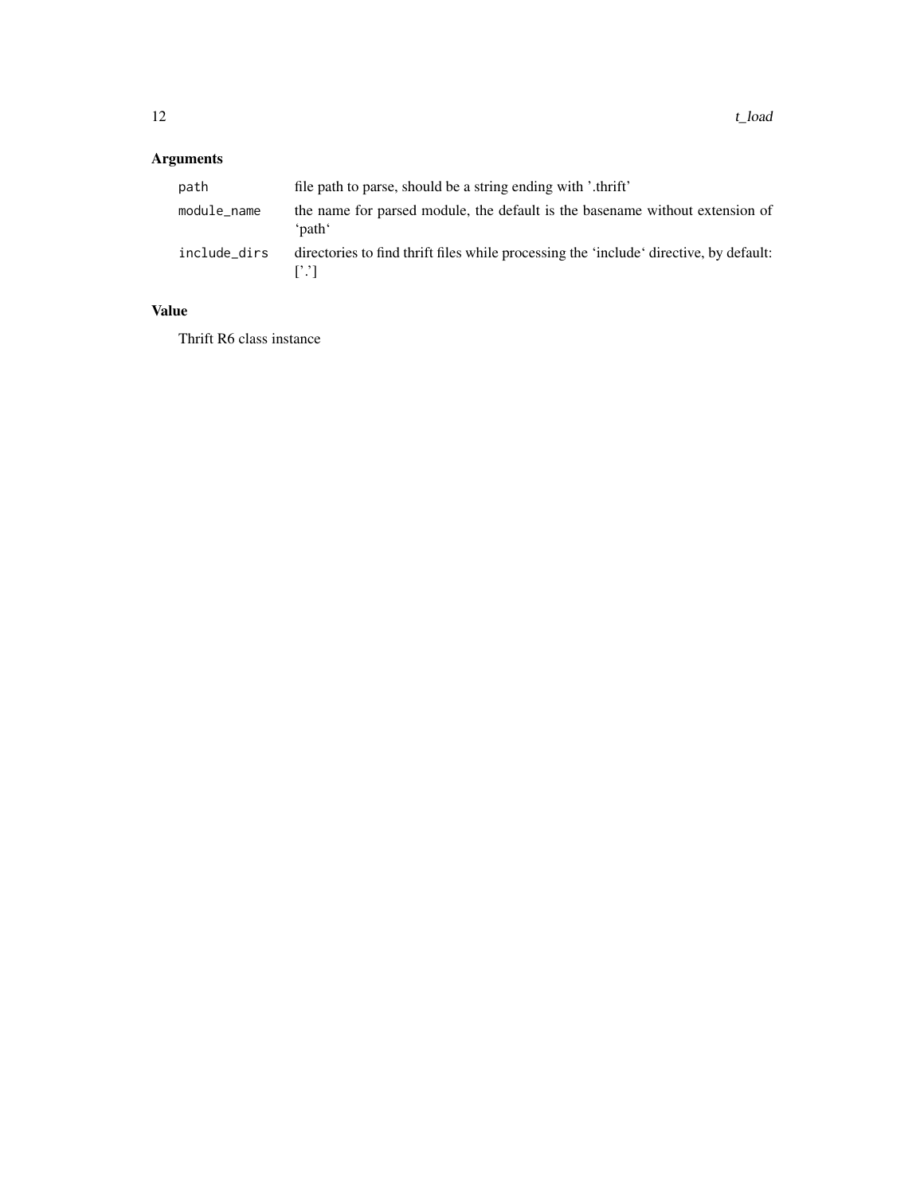## Arguments

| | |
|---|---|
| `path` | file path to parse, should be a string ending with '.thrift' |
| `module_name` | the name for parsed module, the default is the basename without extension of 'path' |
| `include_dirs` | directories to find thrift files while processing the 'include' directive, by default: ['.'] |

## Value

Thrift R6 class instance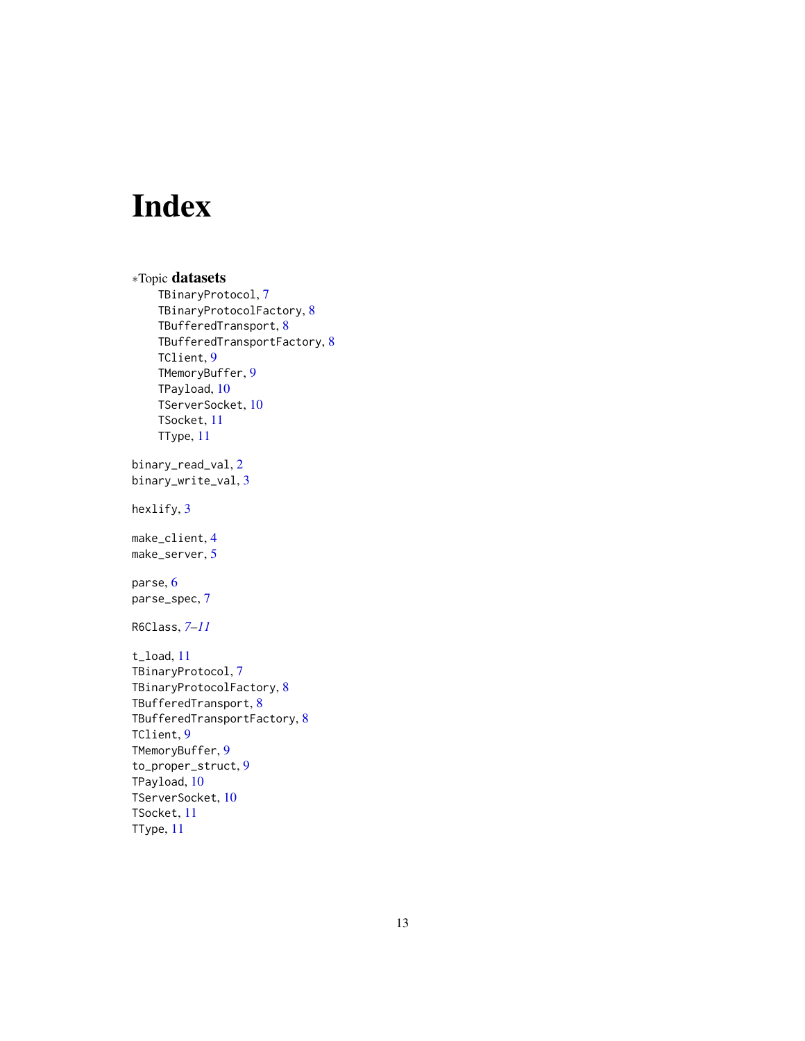# Index

∗Topic **datasets**

- TBinaryProtocol, 7
- TBinaryProtocolFactory, 8
- TBufferedTransport, 8
- TBufferedTransportFactory, 8
- TClient, 9
- TMemoryBuffer, 9
- TPayload, 10
- TServerSocket, 10
- TSocket, 11
- TType, 11

binary_read_val, 2
binary_write_val, 3

hexlify, 3

make_client, 4
make_server, 5

parse, 6
parse_spec, 7

R6Class, *7–11*

t_load, 11
TBinaryProtocol, 7
TBinaryProtocolFactory, 8
TBufferedTransport, 8
TBufferedTransportFactory, 8
TClient, 9
TMemoryBuffer, 9
to_proper_struct, 9
TPayload, 10
TServerSocket, 10
TSocket, 11
TType, 11